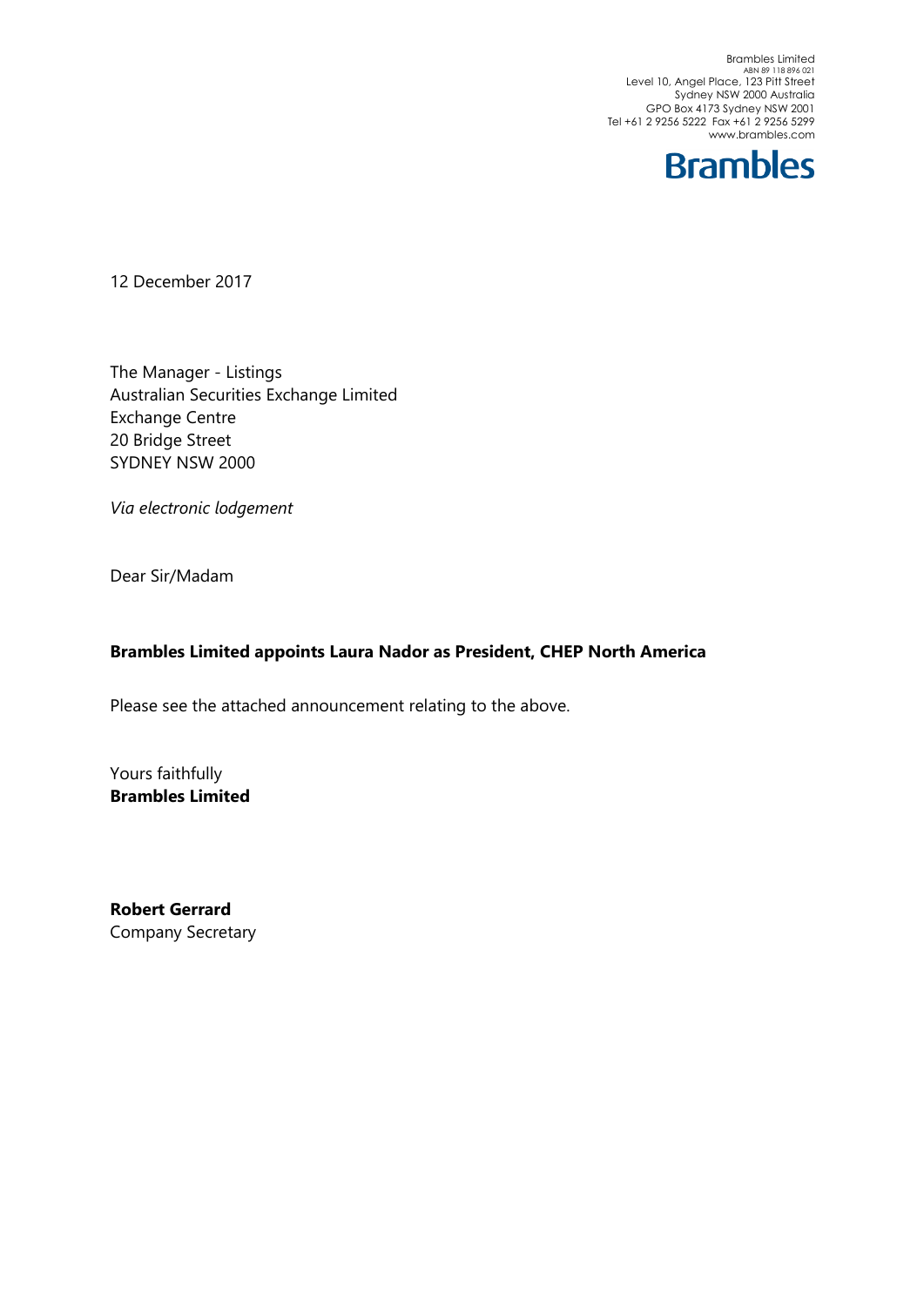Brambles Limited
ABN 89 118 896 021
Level 10, Angel Place, 123 Pitt Street
Sydney NSW 2000 Australia
GPO Box 4173 Sydney NSW 2001
Tel +61 2 9256 5222 Fax +61 2 9256 5299
www.brambles.com

**Brambles**

12 December 2017

The Manager - Listings
Australian Securities Exchange Limited
Exchange Centre
20 Bridge Street
SYDNEY NSW 2000

*Via electronic lodgement*

Dear Sir/Madam

**Brambles Limited appoints Laura Nador as President, CHEP North America**

Please see the attached announcement relating to the above.

Yours faithfully
**Brambles Limited**

**Robert Gerrard**
Company Secretary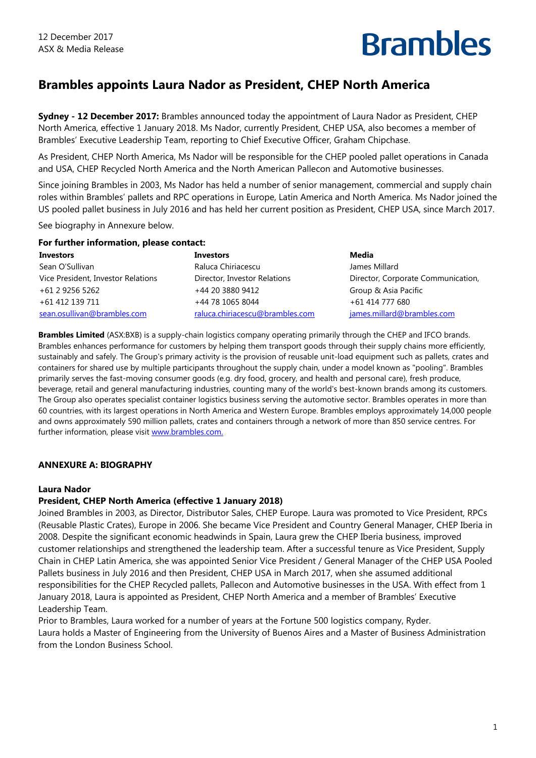12 December 2017
ASX & Media Release

Brambles

# Brambles appoints Laura Nador as President, CHEP North America

**Sydney - 12 December 2017:** Brambles announced today the appointment of Laura Nador as President, CHEP North America, effective 1 January 2018. Ms Nador, currently President, CHEP USA, also becomes a member of Brambles' Executive Leadership Team, reporting to Chief Executive Officer, Graham Chipchase.

As President, CHEP North America, Ms Nador will be responsible for the CHEP pooled pallet operations in Canada and USA, CHEP Recycled North America and the North American Pallecon and Automotive businesses.

Since joining Brambles in 2003, Ms Nador has held a number of senior management, commercial and supply chain roles within Brambles' pallets and RPC operations in Europe, Latin America and North America. Ms Nador joined the US pooled pallet business in July 2016 and has held her current position as President, CHEP USA, since March 2017.

See biography in Annexure below.

**For further information, please contact:**

| **Investors** | **Investors** | **Media** |
|---|---|---|
| Sean O'Sullivan | Raluca Chiriacescu | James Millard |
| Vice President, Investor Relations | Director, Investor Relations | Director, Corporate Communication, Group & Asia Pacific |
| +61 2 9256 5262 | +44 20 3880 9412 | +61 414 777 680 |
| +61 412 139 711 | +44 78 1065 8044 | james.millard@brambles.com |
| sean.osullivan@brambles.com | raluca.chiriacescu@brambles.com | |

**Brambles Limited** (ASX:BXB) is a supply-chain logistics company operating primarily through the CHEP and IFCO brands. Brambles enhances performance for customers by helping them transport goods through their supply chains more efficiently, sustainably and safely. The Group's primary activity is the provision of reusable unit-load equipment such as pallets, crates and containers for shared use by multiple participants throughout the supply chain, under a model known as "pooling". Brambles primarily serves the fast-moving consumer goods (e.g. dry food, grocery, and health and personal care), fresh produce, beverage, retail and general manufacturing industries, counting many of the world's best-known brands among its customers. The Group also operates specialist container logistics business serving the automotive sector. Brambles operates in more than 60 countries, with its largest operations in North America and Western Europe. Brambles employs approximately 14,000 people and owns approximately 590 million pallets, crates and containers through a network of more than 850 service centres. For further information, please visit www.brambles.com.

## ANNEXURE A: BIOGRAPHY

**Laura Nador**

**President, CHEP North America (effective 1 January 2018)**

Joined Brambles in 2003, as Director, Distributor Sales, CHEP Europe. Laura was promoted to Vice President, RPCs (Reusable Plastic Crates), Europe in 2006. She became Vice President and Country General Manager, CHEP Iberia in 2008. Despite the significant economic headwinds in Spain, Laura grew the CHEP Iberia business, improved customer relationships and strengthened the leadership team. After a successful tenure as Vice President, Supply Chain in CHEP Latin America, she was appointed Senior Vice President / General Manager of the CHEP USA Pooled Pallets business in July 2016 and then President, CHEP USA in March 2017, when she assumed additional responsibilities for the CHEP Recycled pallets, Pallecon and Automotive businesses in the USA. With effect from 1 January 2018, Laura is appointed as President, CHEP North America and a member of Brambles' Executive Leadership Team.

Prior to Brambles, Laura worked for a number of years at the Fortune 500 logistics company, Ryder.

Laura holds a Master of Engineering from the University of Buenos Aires and a Master of Business Administration from the London Business School.